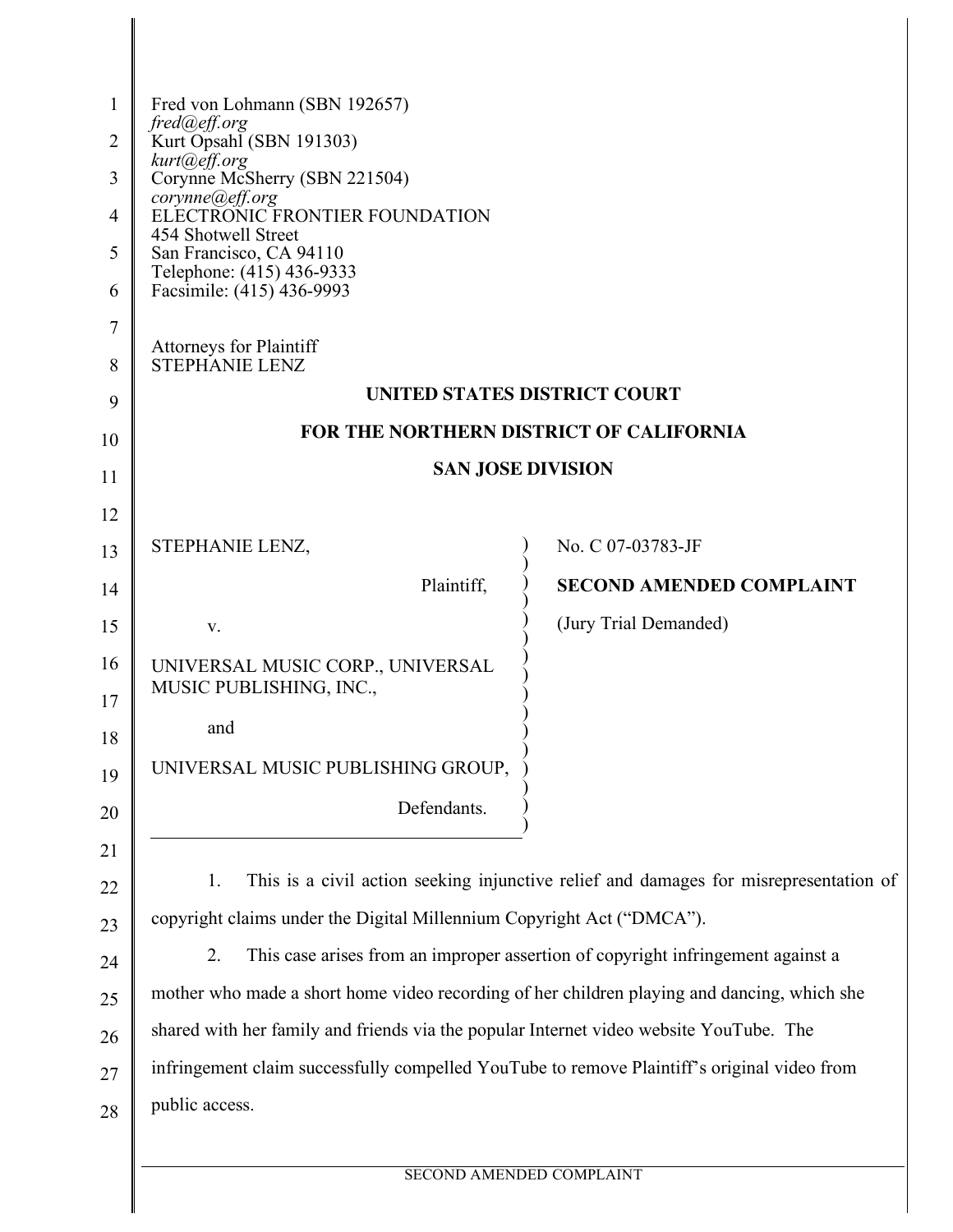Fred von Lohmann (SBN 192657)
*fred@eff.org*
Kurt Opsahl (SBN 191303)
*kurt@eff.org*
Corynne McSherry (SBN 221504)
*corynne@eff.org*
ELECTRONIC FRONTIER FOUNDATION
454 Shotwell Street
San Francisco, CA 94110
Telephone: (415) 436-9333
Facsimile: (415) 436-9993

Attorneys for Plaintiff
STEPHANIE LENZ

**UNITED STATES DISTRICT COURT**

**FOR THE NORTHERN DISTRICT OF CALIFORNIA**

**SAN JOSE DIVISION**

STEPHANIE LENZ,

Plaintiff,

v.

UNIVERSAL MUSIC CORP., UNIVERSAL MUSIC PUBLISHING, INC.,

and

UNIVERSAL MUSIC PUBLISHING GROUP,

Defendants.

No. C 07-03783-JF

**SECOND AMENDED COMPLAINT**

(Jury Trial Demanded)

1. This is a civil action seeking injunctive relief and damages for misrepresentation of copyright claims under the Digital Millennium Copyright Act ("DMCA").

2. This case arises from an improper assertion of copyright infringement against a mother who made a short home video recording of her children playing and dancing, which she shared with her family and friends via the popular Internet video website YouTube. The infringement claim successfully compelled YouTube to remove Plaintiff's original video from public access.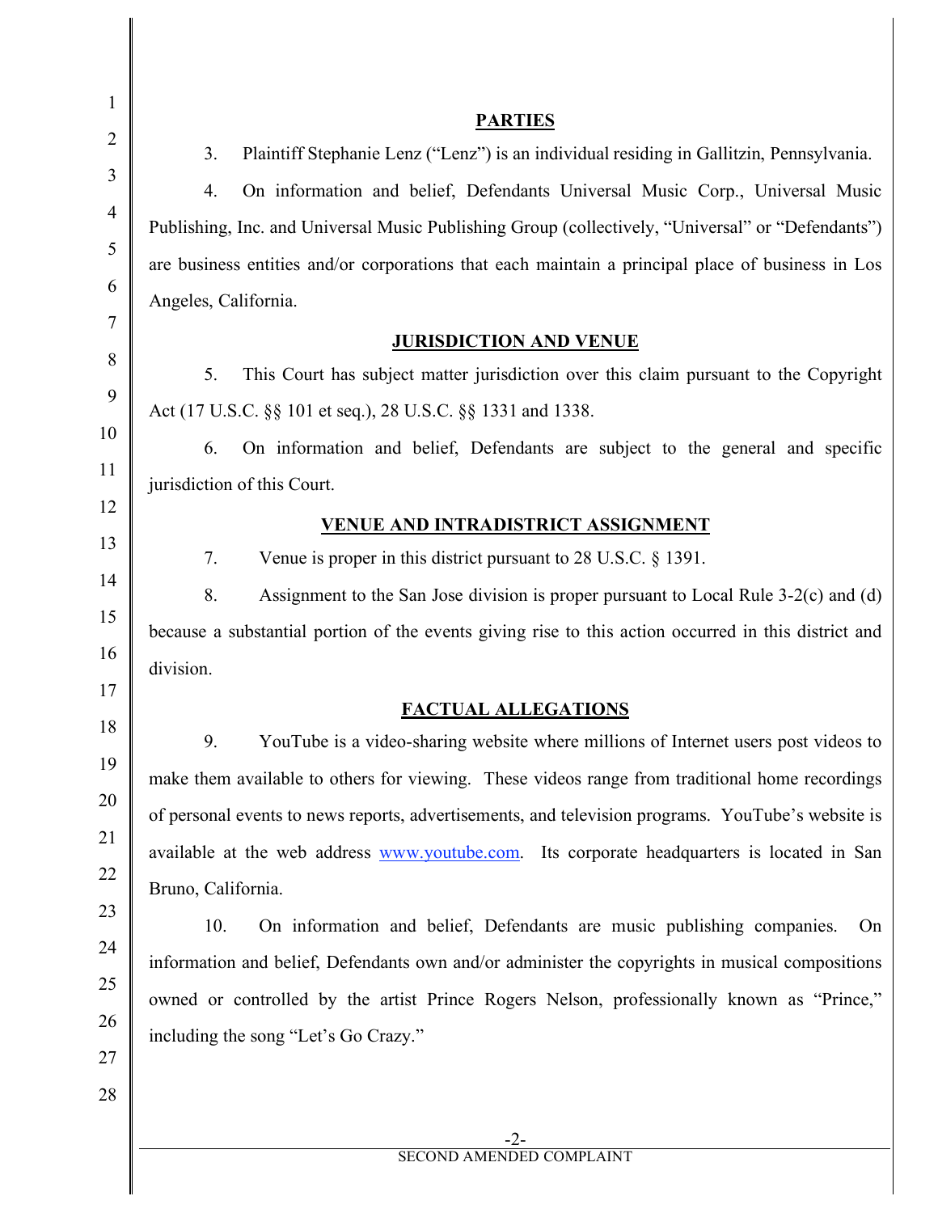## PARTIES

3. Plaintiff Stephanie Lenz ("Lenz") is an individual residing in Gallitzin, Pennsylvania.

4. On information and belief, Defendants Universal Music Corp., Universal Music Publishing, Inc. and Universal Music Publishing Group (collectively, "Universal" or "Defendants") are business entities and/or corporations that each maintain a principal place of business in Los Angeles, California.

## JURISDICTION AND VENUE

5. This Court has subject matter jurisdiction over this claim pursuant to the Copyright Act (17 U.S.C. §§ 101 et seq.), 28 U.S.C. §§ 1331 and 1338.

6. On information and belief, Defendants are subject to the general and specific jurisdiction of this Court.

## VENUE AND INTRADISTRICT ASSIGNMENT

7. Venue is proper in this district pursuant to 28 U.S.C. § 1391.

8. Assignment to the San Jose division is proper pursuant to Local Rule 3-2(c) and (d) because a substantial portion of the events giving rise to this action occurred in this district and division.

## FACTUAL ALLEGATIONS

9. YouTube is a video-sharing website where millions of Internet users post videos to make them available to others for viewing. These videos range from traditional home recordings of personal events to news reports, advertisements, and television programs. YouTube's website is available at the web address www.youtube.com. Its corporate headquarters is located in San Bruno, California.

10. On information and belief, Defendants are music publishing companies. On information and belief, Defendants own and/or administer the copyrights in musical compositions owned or controlled by the artist Prince Rogers Nelson, professionally known as "Prince," including the song "Let's Go Crazy."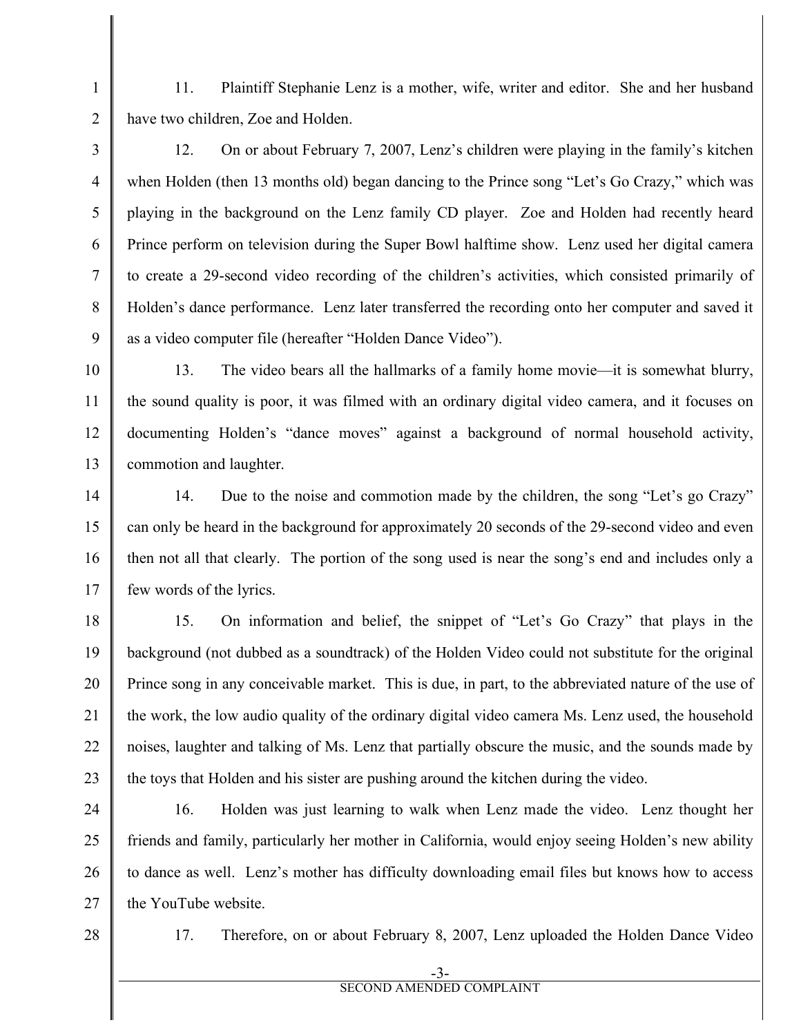11. Plaintiff Stephanie Lenz is a mother, wife, writer and editor. She and her husband have two children, Zoe and Holden.

12. On or about February 7, 2007, Lenz's children were playing in the family's kitchen when Holden (then 13 months old) began dancing to the Prince song "Let's Go Crazy," which was playing in the background on the Lenz family CD player. Zoe and Holden had recently heard Prince perform on television during the Super Bowl halftime show. Lenz used her digital camera to create a 29-second video recording of the children's activities, which consisted primarily of Holden's dance performance. Lenz later transferred the recording onto her computer and saved it as a video computer file (hereafter "Holden Dance Video").

13. The video bears all the hallmarks of a family home movie—it is somewhat blurry, the sound quality is poor, it was filmed with an ordinary digital video camera, and it focuses on documenting Holden's "dance moves" against a background of normal household activity, commotion and laughter.

14. Due to the noise and commotion made by the children, the song "Let's go Crazy" can only be heard in the background for approximately 20 seconds of the 29-second video and even then not all that clearly. The portion of the song used is near the song's end and includes only a few words of the lyrics.

15. On information and belief, the snippet of "Let's Go Crazy" that plays in the background (not dubbed as a soundtrack) of the Holden Video could not substitute for the original Prince song in any conceivable market. This is due, in part, to the abbreviated nature of the use of the work, the low audio quality of the ordinary digital video camera Ms. Lenz used, the household noises, laughter and talking of Ms. Lenz that partially obscure the music, and the sounds made by the toys that Holden and his sister are pushing around the kitchen during the video.

16. Holden was just learning to walk when Lenz made the video. Lenz thought her friends and family, particularly her mother in California, would enjoy seeing Holden's new ability to dance as well. Lenz's mother has difficulty downloading email files but knows how to access the YouTube website.

17. Therefore, on or about February 8, 2007, Lenz uploaded the Holden Dance Video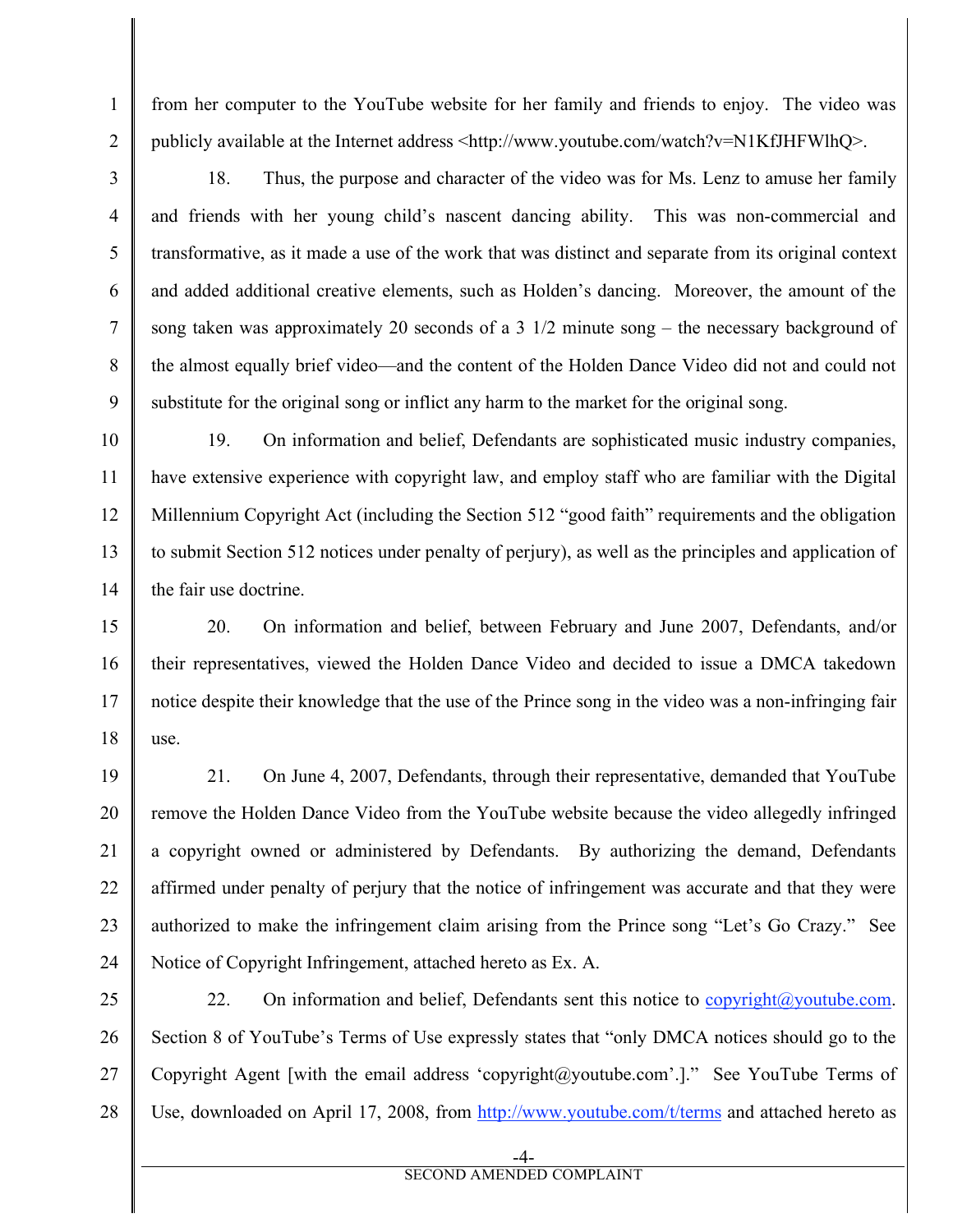from her computer to the YouTube website for her family and friends to enjoy. The video was publicly available at the Internet address <http://www.youtube.com/watch?v=N1KfJHFWlhQ>.

18. Thus, the purpose and character of the video was for Ms. Lenz to amuse her family and friends with her young child's nascent dancing ability. This was non-commercial and transformative, as it made a use of the work that was distinct and separate from its original context and added additional creative elements, such as Holden's dancing. Moreover, the amount of the song taken was approximately 20 seconds of a 3 1/2 minute song – the necessary background of the almost equally brief video—and the content of the Holden Dance Video did not and could not substitute for the original song or inflict any harm to the market for the original song.

19. On information and belief, Defendants are sophisticated music industry companies, have extensive experience with copyright law, and employ staff who are familiar with the Digital Millennium Copyright Act (including the Section 512 "good faith" requirements and the obligation to submit Section 512 notices under penalty of perjury), as well as the principles and application of the fair use doctrine.

20. On information and belief, between February and June 2007, Defendants, and/or their representatives, viewed the Holden Dance Video and decided to issue a DMCA takedown notice despite their knowledge that the use of the Prince song in the video was a non-infringing fair use.

21. On June 4, 2007, Defendants, through their representative, demanded that YouTube remove the Holden Dance Video from the YouTube website because the video allegedly infringed a copyright owned or administered by Defendants. By authorizing the demand, Defendants affirmed under penalty of perjury that the notice of infringement was accurate and that they were authorized to make the infringement claim arising from the Prince song "Let's Go Crazy." See Notice of Copyright Infringement, attached hereto as Ex. A.

22. On information and belief, Defendants sent this notice to copyright@youtube.com. Section 8 of YouTube's Terms of Use expressly states that "only DMCA notices should go to the Copyright Agent [with the email address 'copyright@youtube.com'.]." See YouTube Terms of Use, downloaded on April 17, 2008, from http://www.youtube.com/t/terms and attached hereto as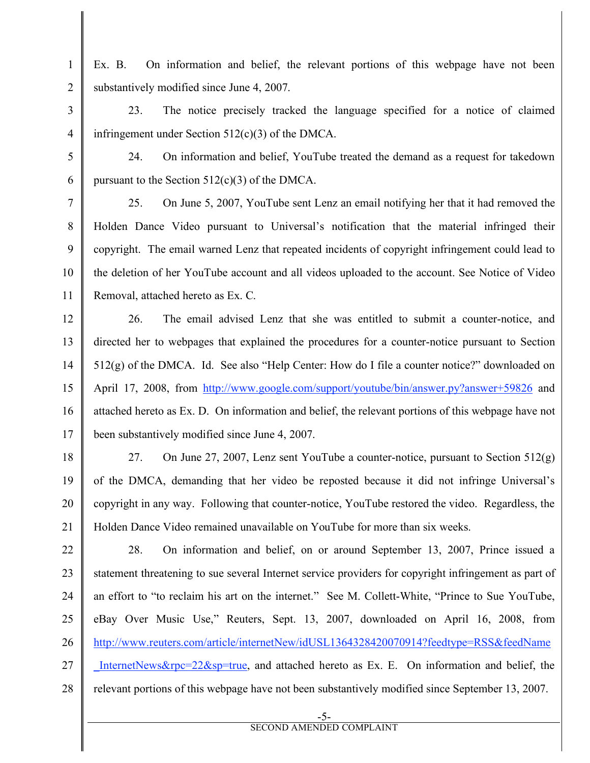Ex. B. On information and belief, the relevant portions of this webpage have not been substantively modified since June 4, 2007.

23. The notice precisely tracked the language specified for a notice of claimed infringement under Section 512(c)(3) of the DMCA.

24. On information and belief, YouTube treated the demand as a request for takedown pursuant to the Section 512(c)(3) of the DMCA.

25. On June 5, 2007, YouTube sent Lenz an email notifying her that it had removed the Holden Dance Video pursuant to Universal's notification that the material infringed their copyright. The email warned Lenz that repeated incidents of copyright infringement could lead to the deletion of her YouTube account and all videos uploaded to the account. See Notice of Video Removal, attached hereto as Ex. C.

26. The email advised Lenz that she was entitled to submit a counter-notice, and directed her to webpages that explained the procedures for a counter-notice pursuant to Section 512(g) of the DMCA. Id. See also "Help Center: How do I file a counter notice?" downloaded on April 17, 2008, from http://www.google.com/support/youtube/bin/answer.py?answer+59826 and attached hereto as Ex. D. On information and belief, the relevant portions of this webpage have not been substantively modified since June 4, 2007.

27. On June 27, 2007, Lenz sent YouTube a counter-notice, pursuant to Section 512(g) of the DMCA, demanding that her video be reposted because it did not infringe Universal's copyright in any way. Following that counter-notice, YouTube restored the video. Regardless, the Holden Dance Video remained unavailable on YouTube for more than six weeks.

28. On information and belief, on or around September 13, 2007, Prince issued a statement threatening to sue several Internet service providers for copyright infringement as part of an effort to "to reclaim his art on the internet." See M. Collett-White, "Prince to Sue YouTube, eBay Over Music Use," Reuters, Sept. 13, 2007, downloaded on April 16, 2008, from http://www.reuters.com/article/internetNew/idUSL1364328420070914?feedtype=RSS&feedName_InternetNews&rpc=22&sp=true, and attached hereto as Ex. E. On information and belief, the relevant portions of this webpage have not been substantively modified since September 13, 2007.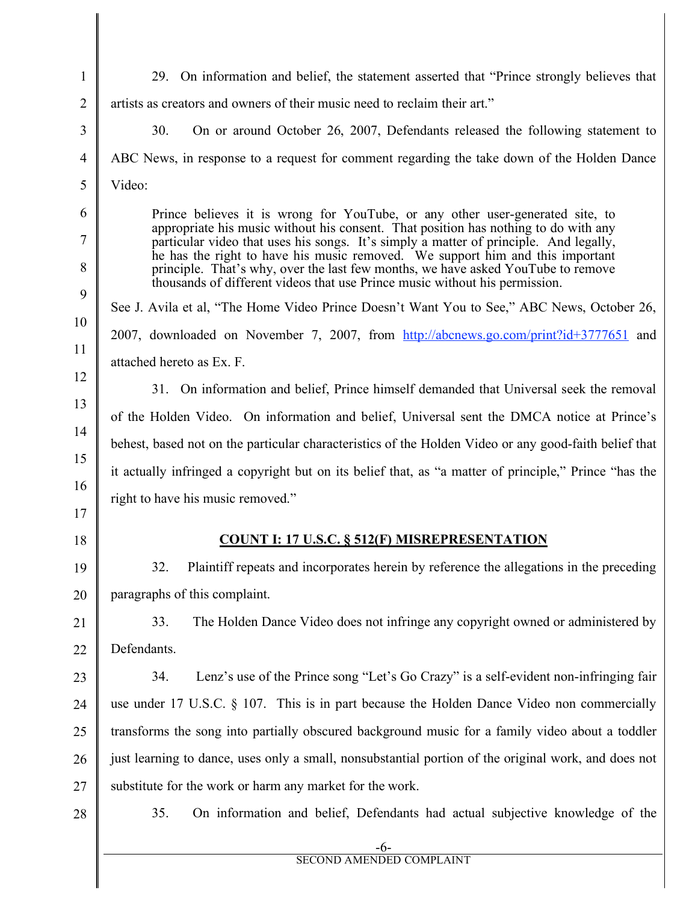29. On information and belief, the statement asserted that "Prince strongly believes that artists as creators and owners of their music need to reclaim their art."

30. On or around October 26, 2007, Defendants released the following statement to ABC News, in response to a request for comment regarding the take down of the Holden Dance Video:

> Prince believes it is wrong for YouTube, or any other user-generated site, to appropriate his music without his consent. That position has nothing to do with any particular video that uses his songs. It's simply a matter of principle. And legally, he has the right to have his music removed. We support him and this important principle. That's why, over the last few months, we have asked YouTube to remove thousands of different videos that use Prince music without his permission.

See J. Avila et al, "The Home Video Prince Doesn't Want You to See," ABC News, October 26, 2007, downloaded on November 7, 2007, from http://abcnews.go.com/print?id+3777651 and attached hereto as Ex. F.

31. On information and belief, Prince himself demanded that Universal seek the removal of the Holden Video. On information and belief, Universal sent the DMCA notice at Prince's behest, based not on the particular characteristics of the Holden Video or any good-faith belief that it actually infringed a copyright but on its belief that, as "a matter of principle," Prince "has the right to have his music removed."

## COUNT I: 17 U.S.C. § 512(F) MISREPRESENTATION

32. Plaintiff repeats and incorporates herein by reference the allegations in the preceding paragraphs of this complaint.

33. The Holden Dance Video does not infringe any copyright owned or administered by Defendants.

34. Lenz's use of the Prince song "Let's Go Crazy" is a self-evident non-infringing fair use under 17 U.S.C. § 107. This is in part because the Holden Dance Video non commercially transforms the song into partially obscured background music for a family video about a toddler just learning to dance, uses only a small, nonsubstantial portion of the original work, and does not substitute for the work or harm any market for the work.

35. On information and belief, Defendants had actual subjective knowledge of the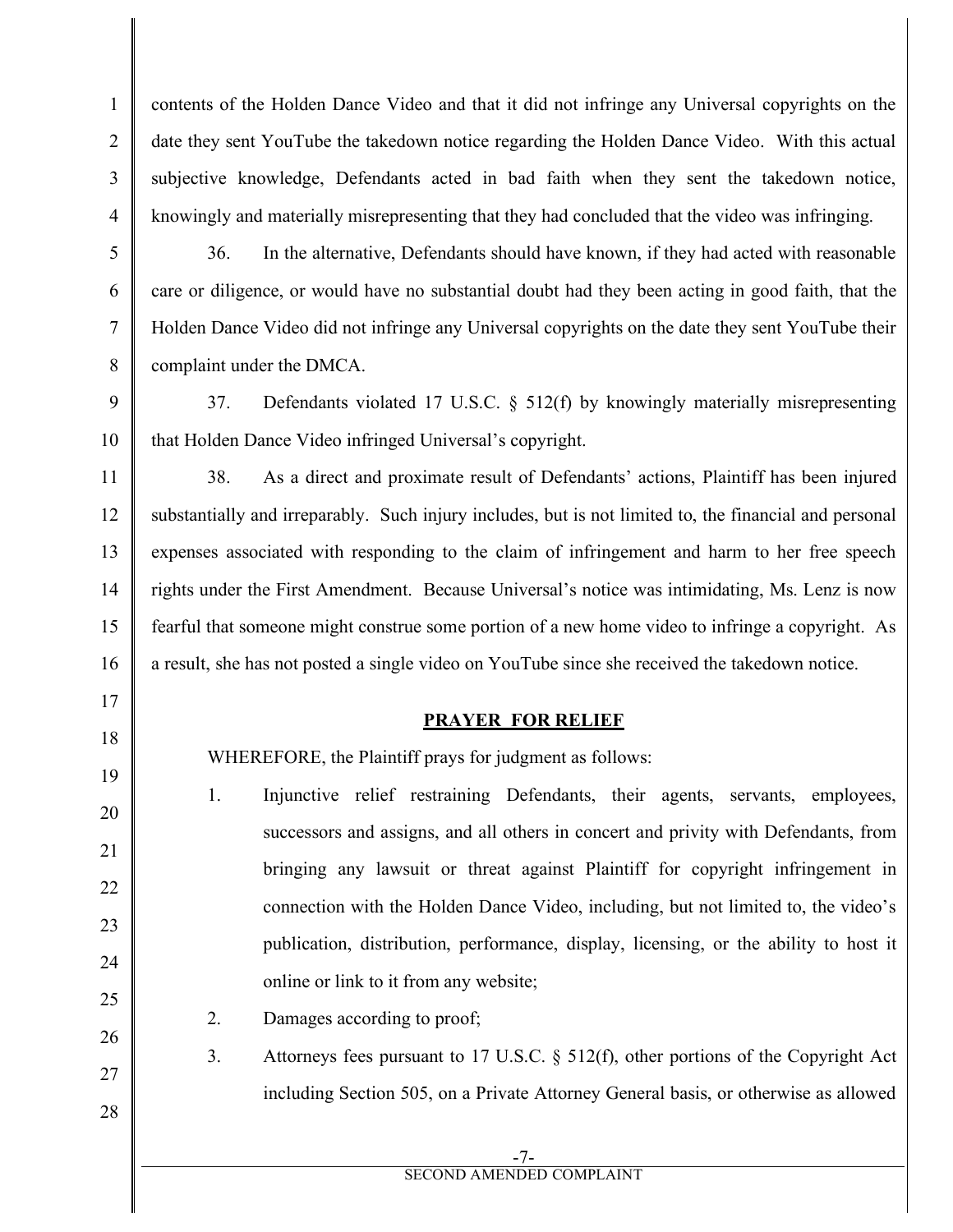contents of the Holden Dance Video and that it did not infringe any Universal copyrights on the date they sent YouTube the takedown notice regarding the Holden Dance Video. With this actual subjective knowledge, Defendants acted in bad faith when they sent the takedown notice, knowingly and materially misrepresenting that they had concluded that the video was infringing.

36. In the alternative, Defendants should have known, if they had acted with reasonable care or diligence, or would have no substantial doubt had they been acting in good faith, that the Holden Dance Video did not infringe any Universal copyrights on the date they sent YouTube their complaint under the DMCA.

37. Defendants violated 17 U.S.C. § 512(f) by knowingly materially misrepresenting that Holden Dance Video infringed Universal's copyright.

38. As a direct and proximate result of Defendants' actions, Plaintiff has been injured substantially and irreparably. Such injury includes, but is not limited to, the financial and personal expenses associated with responding to the claim of infringement and harm to her free speech rights under the First Amendment. Because Universal's notice was intimidating, Ms. Lenz is now fearful that someone might construe some portion of a new home video to infringe a copyright. As a result, she has not posted a single video on YouTube since she received the takedown notice.

**PRAYER FOR RELIEF**

WHEREFORE, the Plaintiff prays for judgment as follows:

1. Injunctive relief restraining Defendants, their agents, servants, employees, successors and assigns, and all others in concert and privity with Defendants, from bringing any lawsuit or threat against Plaintiff for copyright infringement in connection with the Holden Dance Video, including, but not limited to, the video's publication, distribution, performance, display, licensing, or the ability to host it online or link to it from any website;
2. Damages according to proof;
3. Attorneys fees pursuant to 17 U.S.C. § 512(f), other portions of the Copyright Act including Section 505, on a Private Attorney General basis, or otherwise as allowed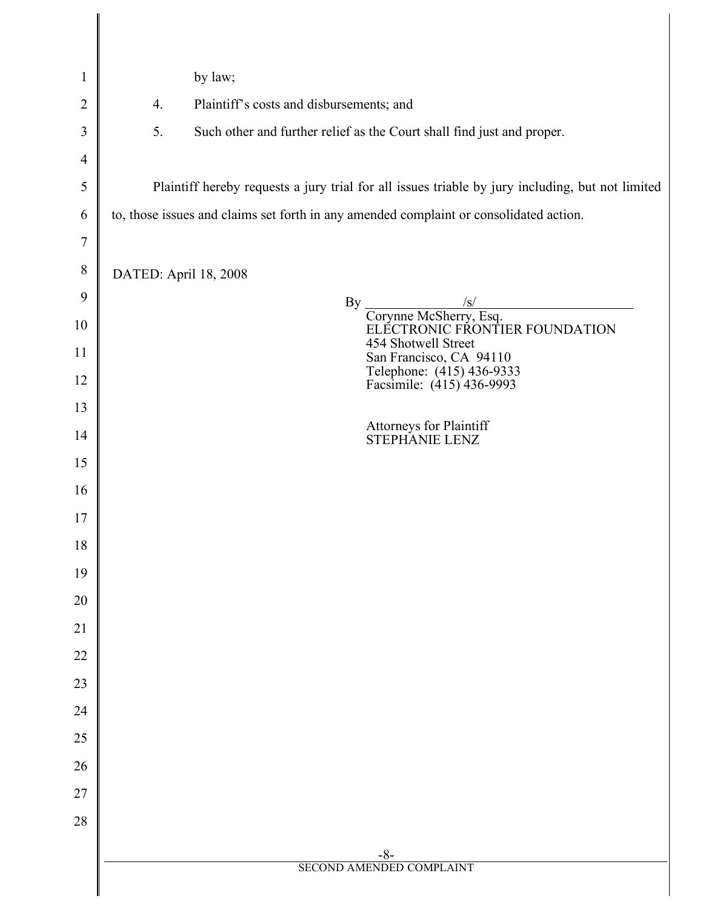by law;

4. Plaintiff's costs and disbursements; and

5. Such other and further relief as the Court shall find just and proper.

Plaintiff hereby requests a jury trial for all issues triable by jury including, but not limited to, those issues and claims set forth in any amended complaint or consolidated action.

DATED: April 18, 2008

By /s/

Corynne McSherry, Esq.
ELECTRONIC FRONTIER FOUNDATION
454 Shotwell Street
San Francisco, CA 94110
Telephone: (415) 436-9333
Facsimile: (415) 436-9993

Attorneys for Plaintiff
STEPHANIE LENZ